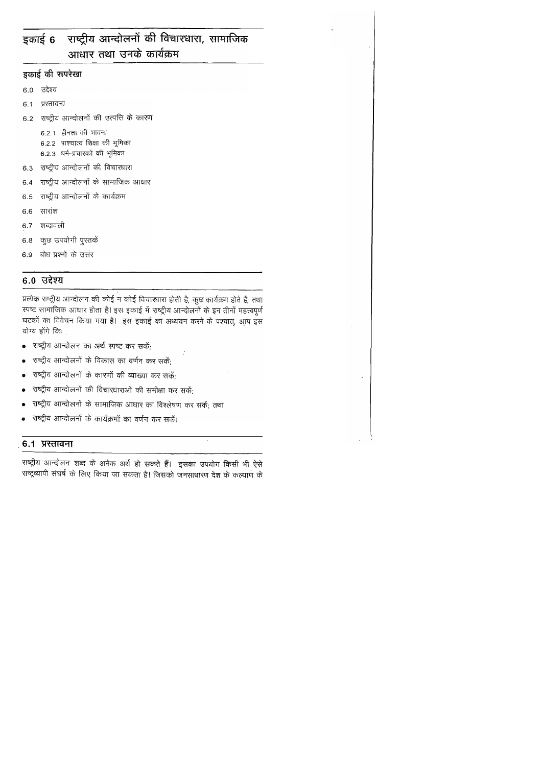# इकाई 6 राष्ट्रीय आन्दोलनों की विचारधारा, सामाजिक आधार तथा उनके कार्यक्रम

## इकाई की रूपरेखा

6.0 उद्देश्य

6.1 प्रस्तावना

6.2 राष्ट्रीय आन्दोलनों की उत्पत्ति के कारण

- 6.2.1 हीनता की भावना
- 6.2.2 पाश्चात्य शिक्षा की भूमिका
- 6.2.3 धर्म-प्रचारकों की भूमिका

6.3 राष्ट्रीय आन्दोलनों की विचारधारा

6.4 राष्ट्रीय आन्दोलनों के सामाजिक आधार

6.5 राष्ट्रीय आन्दोलनों के कार्यक्रम

6.6 सारांश

6.7 शब्दावली

6.8 कुछ उपयोगी पुस्तकें

6.9 बोध प्रश्नों के उत्तर

## 6.0 उद्देश्य

प्रत्येक राष्ट्रीय आन्दोलन की कोई न कोई विचारधारा होती है, कुछ कार्यक्रम होते हैं, तथा स्पष्ट सामाजिक आधार होता है। इस इकाई में राष्ट्रीय आन्दोलनों के इन तीनों महत्त्वपूर्ण घटकों का विवेचन किया गया है। इस इकाई का अध्ययन करने के पश्चात्, आप इस योग्य होंगे कि:

- राष्ट्रीय आन्दोलन का अर्थ स्पष्ट कर सकें;
- राष्ट्रीय आन्दोलनों के विकास का वर्णन कर सकें;
- राष्ट्रीय आन्दोलनों के कारणों की व्याख्या कर सकें;
- राष्ट्रीय आन्दोलनों की विचारधाराओं की समीक्षा कर सकें;
- राष्ट्रीय आन्दोलनों के सामाजिक आधार का विश्लेषण कर सकें; तथा
- राष्ट्रीय आन्दोलनों के कार्यक्रमों का वर्णन कर सकें।

## 6.1 प्रस्तावना

राष्ट्रीय आन्दोलन शब्द के अनेक अर्थ हो सकते हैं। इसका उपयोग किसी भी ऐसे राष्ट्रव्यापी संघर्ष के लिए किया जा सकता है। जिसको जनसाधारण देश के कल्याण के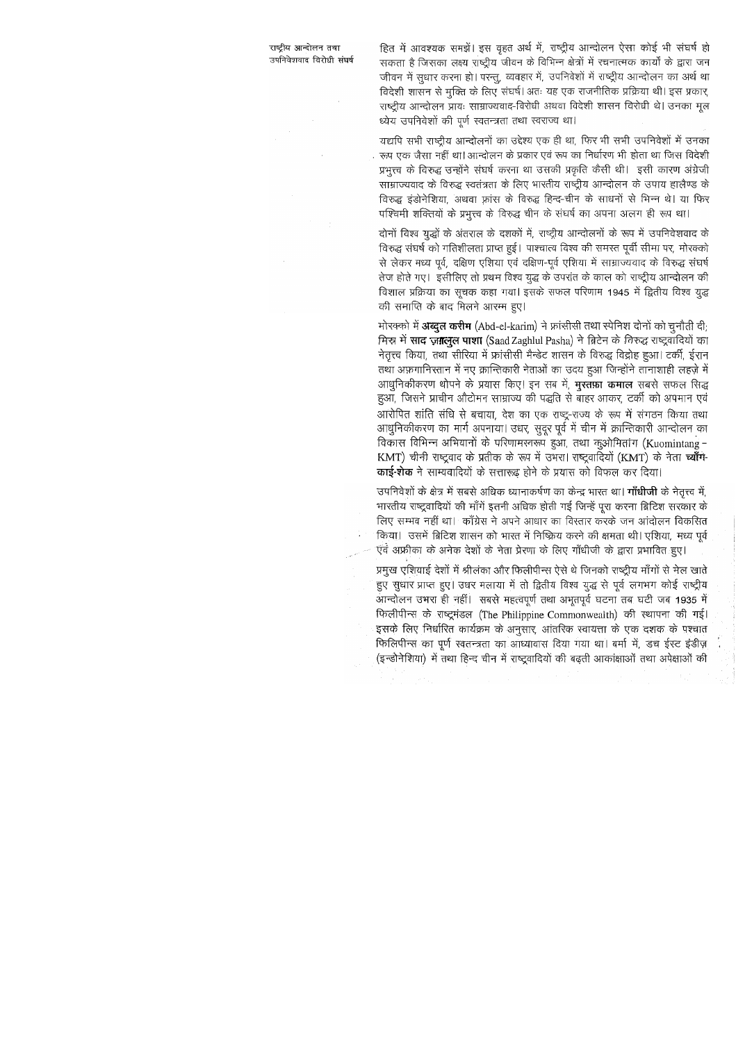हित में आवश्यक समझें। इस वृहत अर्थ में, राष्ट्रीय आन्दोलन ऐसा कोई भी संघर्ष हो सकता है जिसका लक्ष्य राष्ट्रीय जीवन के विभिन्न क्षेत्रों में रचनात्मक कार्यों के द्वारा जन जीवन में सुधार करना हो। परन्तु, व्यवहार में, उपनिवेशों में राष्ट्रीय आन्दोलन का अर्थ था विदेशी शासन से मुक्ति के लिए संघर्ष। अतः यह एक राजनीतिक प्रक्रिया थी। इस प्रकार, राष्ट्रीय आन्दोलन प्रायः साम्राज्यवाद-विरोधी अथवा विदेशी शासन विरोधी थे। उनका मूल ध्येय उपनिवेशों की पूर्ण स्वतन्त्रता तथा स्वराज्य था।

यद्यपि सभी राष्ट्रीय आन्दोलनों का उद्देश्य एक ही था, फिर भी सभी उपनिवेशों में उनका रूप एक जैसा नहीं था। आन्दोलन के प्रकार एवं रूप का निर्धारण भी होता था जिस विदेशी प्रभुत्त्व के विरुद्ध उन्होंने संघर्ष करना था उसकी प्रकृति कैसी थी। इसी कारण अंग्रेजी साम्राज्यवाद के विरुद्ध स्वतंत्रता के लिए भारतीय राष्ट्रीय आन्दोलन के उपाय हालैण्ड के विरुद्ध इंडोनेशिया, अथवा फ्रांस के विरुद्ध हिन्द-चीन के साधनों से भिन्न थे। या फिर पश्चिमी शक्तियों के प्रभुत्त्व के विरुद्ध चीन के संघर्ष का अपना अलग ही रूप था।

दोनों विश्व युद्धों के अंतराल के दशकों में, राष्ट्रीय आन्दोलनों के रूप में उपनिवेशवाद के विरुद्ध संघर्ष को गतिशीलता प्राप्त हुई। पाश्चात्य विश्व की समस्त पूर्वी सीमा पर, मोरक्को से लेकर मध्य पूर्व, दक्षिण एशिया एवं दक्षिण-पूर्व एशिया में साम्राज्यवाद के विरुद्ध संघर्ष तेज होते गए। इसीलिए तो प्रथम विश्व युद्ध के उपरांत के काल को राष्ट्रीय आन्दोलन की विशाल प्रक्रिया का सूचक कहा गया। इसके सफल परिणाम 1945 में द्वितीय विश्व युद्ध की समाप्ति के बाद मिलने आरम्भ हुए।

मोरक्को में **अब्दुल करीम** (Abd-el-karim) ने फ्रांसीसी तथा स्पेनिश दोनों को चुनौती दी; मिस्र में **साद ज़ग़लुल पाशा** (Saad Zaghlul Pasha) ने ब्रिटेन के विरुद्ध राष्ट्रवादियों का नेतृत्त्व किया, तथा सीरिया में फ्रांसीसी मैन्डेट शासन के विरुद्ध विद्रोह हुआ। टर्की, ईरान तथा अफ़गानिस्तान में नए क्रान्तिकारी नेताओं का उदय हुआ जिन्होंने तानाशाही लहज़े में आधुनिकीकरण थोपने के प्रयास किए। इन सब में, **मुस्तफ़ा कमाल** सबसे सफल सिद्ध हुआ, जिसने प्राचीन ऑटोमन साम्राज्य की पद्धति से बाहर आकर, टर्की को अपमान एवं आरोपित शांति संधि से बचाया, देश का एक राष्ट्र-राज्य के रूप में संगठन किया तथा आधुनिकीकरण का मार्ग अपनाया। उधर, सुदूर पूर्व में चीन में क्रान्तिकारी आन्दोलन का विकास विभिन्न अभियानों के परिणामस्वरूप हुआ, तथा कुओमिंतांग (Kuomintang – KMT) चीनी राष्ट्रवाद के प्रतीक के रूप में उभरा। राष्ट्रवादियों (KMT) के नेता **च्याँग-काई-शेक** ने साम्यवादियों के सत्तारूढ़ होने के प्रयास को विफल कर दिया।

उपनिवेशों के क्षेत्र में सबसे अधिक ध्यानाकर्षण का केन्द्र भारत था। **गाँधीजी** के नेतृत्त्व में, भारतीय राष्ट्रवादियों की माँगें इतनी अधिक होती गईं जिन्हें पूरा करना ब्रिटिश सरकार के लिए सम्भव नहीं था। काँग्रेस ने अपने आधार का विस्तार करके जन आंदोलन विकसित किया। उसमें ब्रिटिश शासन को भारत में निष्क्रिय करने की क्षमता थी। एशिया, मध्य पूर्व एवं अफ्रीका के अनेक देशों के नेता प्रेरणा के लिए गाँधीजी के द्वारा प्रभावित हुए।

प्रमुख एशियाई देशों में श्रीलंका और फिलीपीन्स ऐसे थे जिनको राष्ट्रीय माँगों से मेल खाते हुए सुधार प्राप्त हुए। उधर मलाया में तो द्वितीय विश्व युद्ध से पूर्व लगभग कोई राष्ट्रीय आन्दोलन उभरा ही नहीं। सबसे महत्वपूर्ण तथा अभूतपूर्व घटना तब घटी जब 1935 में फिलीपीन्स के राष्ट्रमंडल (The Philippine Commonwealth) की स्थापना की गई। इसके लिए निर्धारित कार्यक्रम के अनुसार, आंतरिक स्वायत्ता के एक दशक के पश्चात फिलिपीन्स का पूर्ण स्वतन्त्रता का आध्यावास दिया गया था। बर्मा में, डच ईस्ट इंडीज़ (इन्डोनेशिया) में तथा हिन्द चीन में राष्ट्रवादियों की बढ़ती आकांक्षाओं तथा अपेक्षाओं की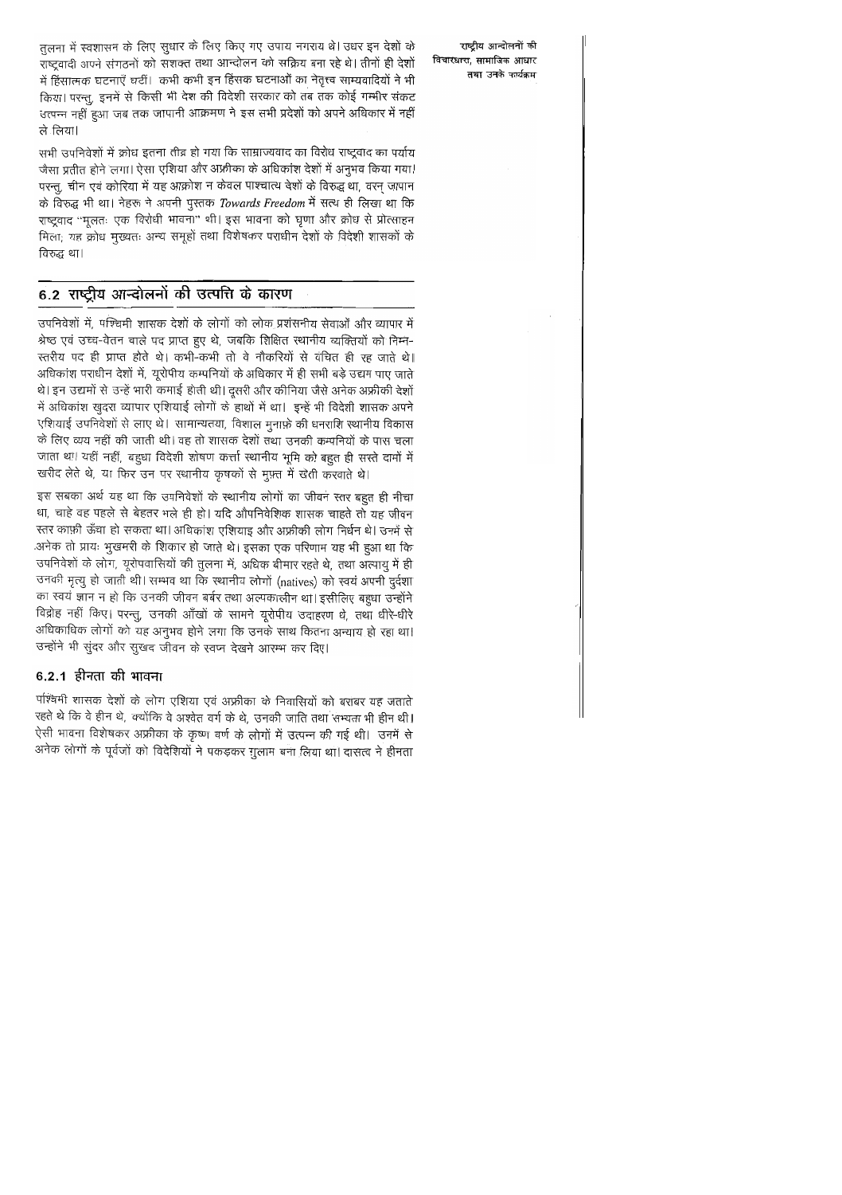तुलना में स्वशासन के लिए सुधार के लिए किए गए उपाय नगराय थे। उधर इन देशों के राष्ट्रवादी अपने संगठनों को सशक्त तथा आन्दोलन को सक्रिय बना रहे थे। तीनों ही देशों में हिंसात्मक घटनाएँ घटीं। कभी कभी इन हिंसक घटनाओं का नेतृत्व साम्यवादियों ने भी किया। परन्तु, इनमें से किसी भी देश की विदेशी सरकार को तब तक कोई गम्भीर संकट उत्पन्न नहीं हुआ जब तक जापानी आक्रमण ने इस सभी प्रदेशों को अपने अधिकार में नहीं ले लिया।

सभी उपनिवेशों में क्रोध इतना तीव्र हो गया कि साम्राज्यवाद का विरोध राष्ट्रवाद का पर्याय जैसा प्रतीत होने लगा। ऐसा एशिया और अफ्रीका के अधिकांश देशों में अनुभव किया गया। परन्तु, चीन एवं कोरिया में यह आक्रोश न केवल पाश्चात्य देशों के विरुद्ध था, वरन् जापान के विरुद्ध भी था। नेहरू ने अपनी पुस्तक *Towards Freedom* में सत्य ही लिखा था कि राष्ट्रवाद "मूलतः एक विरोधी भावना" थी। इस भावना को घृणा और क्रोध से प्रोत्साहन मिला; यह क्रोध मुख्यतः अन्य समूहों तथा विशेषकर पराधीन देशों के विदेशी शासकों के विरुद्ध था।

## 6.2 राष्ट्रीय आन्दोलनों की उत्पत्ति के कारण

उपनिवेशों में, पश्चिमी शासक देशों के लोगों को लोक प्रशंसनीय सेवाओं और व्यापार में श्रेष्ठ एवं उच्च-वेतन वाले पद प्राप्त हुए थे, जबकि शिक्षित स्थानीय व्यक्तियों को निम्न-स्तरीय पद ही प्राप्त होते थे। कभी-कभी तो वे नौकरियों से वंचित ही रह जाते थे। अधिकांश पराधीन देशों में, यूरोपीय कम्पनियों के अधिकार में ही सभी बड़े उद्यम पाए जाते थे। इन उद्यमों से उन्हें भारी कमाई होती थी। दूसरी ओर कीनिया जैसे अनेक अफ्रीकी देशों में अधिकांश खुदरा व्यापार एशियाई लोगों के हाथों में था। इन्हें भी विदेशी शासक अपने एशियाई उपनिवेशों से लाए थे। सामान्यतया, विशाल मुनाफ़े की धनराशि स्थानीय विकास के लिए व्यय नहीं की जाती थी। वह तो शासक देशों तथा उनकी कम्पनियों के पास चला जाता था। यहीं नहीं, बहुधा विदेशी शोषण कर्त्ता स्थानीय भूमि को बहुत ही सस्ते दामों में खरीद लेते थे, या फिर उन पर स्थानीय कृषकों से मुफ़्त में खेती करवाते थे।

इस सबका अर्थ यह था कि उपनिवेशों के स्थानीय लोगों का जीवन स्तर बहुत ही नीचा था, चाहे वह पहले से बेहतर भले ही हो। यदि औपनिवेशिक शासक चाहते तो यह जीवन स्तर काफ़ी ऊँचा हो सकता था। अधिकांश एशियाइ और अफ्रीकी लोग निर्धन थे। उनमें से अनेक तो प्रायः भुखमरी के शिकार हो जाते थे। इसका एक परिणाम यह भी हुआ था कि उपनिवेशों के लोग, यूरोपवासियों की तुलना में, अधिक बीमार रहते थे, तथा अल्पायु में ही उनकी मृत्यु हो जाती थी। सम्भव था कि स्थानीय लोगों (natives) को स्वयं अपनी दुर्दशा का स्वयं ज्ञान न हो कि उनकी जीवन बर्बर तथा अल्पकालीन था। इसीलिए बहुधा उन्होंने विद्रोह नहीं किए। परन्तु, उनकी आँखों के सामने यूरोपीय उदाहरण थे, तथा धीरे-धीरे अधिकाधिक लोगों को यह अनुभव होने लगा कि उनके साथ कितना अन्याय हो रहा था। उन्होंने भी सुंदर और सुखद जीवन के स्वप्न देखने आरम्भ कर दिए।

### 6.2.1 हीनता की भावना

पश्चिमी शासक देशों के लोग एशिया एवं अफ्रीका के निवासियों को बराबर यह जताते रहते थे कि वे हीन थे, क्योंकि वे अश्वेत वर्ग के थे, उनकी जाति तथा सभ्यता भी हीन थी। ऐसी भावना विशेषकर अफ्रीका के कृष्ण वर्ण के लोगों में उत्पन्न की गई थी। उनमें से अनेक लोगों के पूर्वजों को विदेशियों ने पकड़कर गुलाम बना लिया था। दासत्व ने हीनता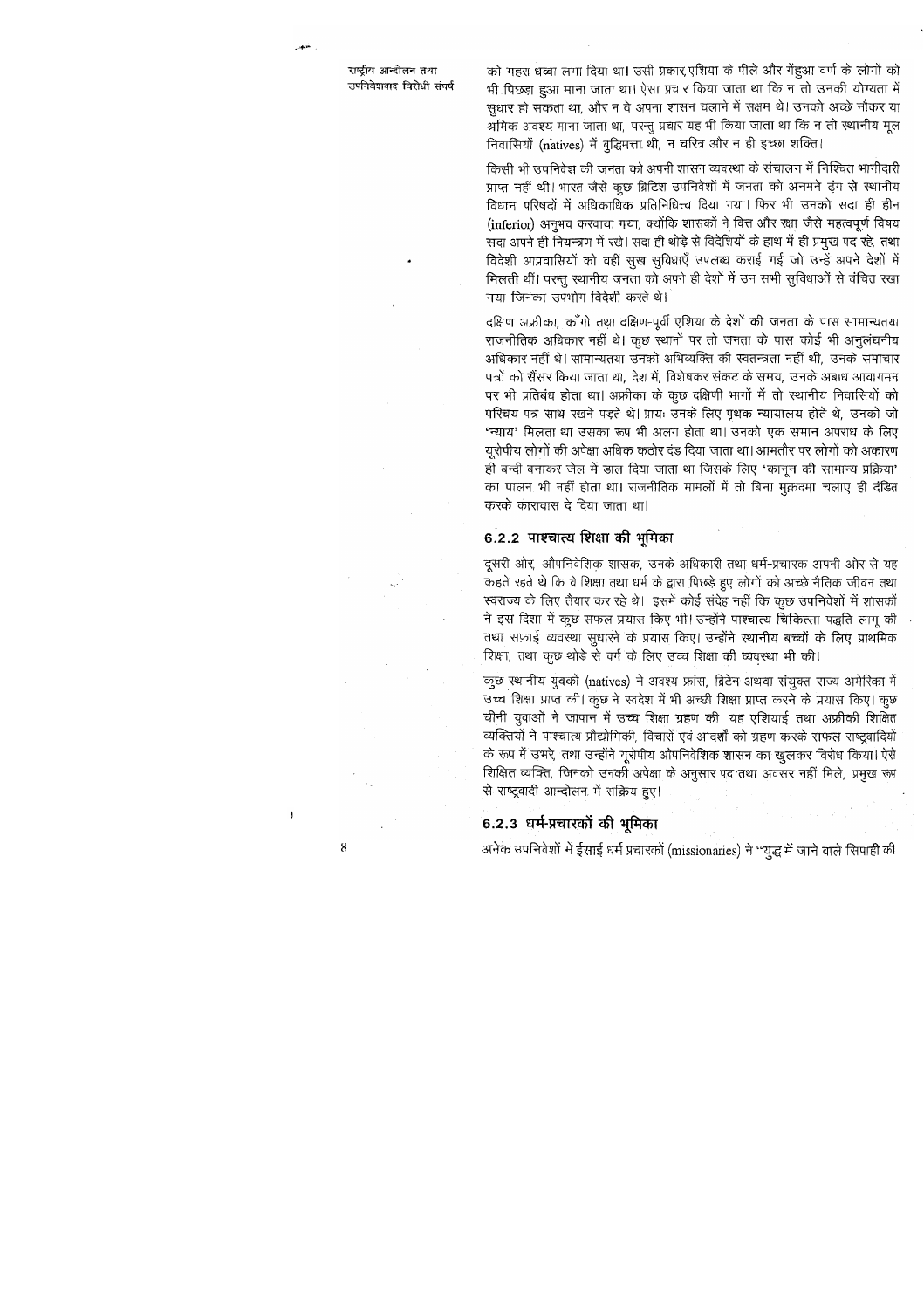को गहरा धब्बा लगा दिया था। उसी प्रकार,एशिया के पीले और गेंहुआ वर्ण के लोगों को भी पिछड़ा हुआ माना जाता था। ऐसा प्रचार किया जाता था कि न तो उनकी योग्यता में सुधार हो सकता था, और न वे अपना शासन चलाने में सक्षम थे। उनको अच्छे नौकर या श्रमिक अवश्य माना जाता था, परन्तु प्रचार यह भी किया जाता था कि न तो स्थानीय मूल निवासियों (natives) में बुद्धिमत्ता थी, न चरित्र और न ही इच्छा शक्ति।

किसी भी उपनिवेश की जनता को अपनी शासन व्यवस्था के संचालन में निश्चित भागीदारी प्राप्त नहीं थी। भारत जैसे कुछ ब्रिटिश उपनिवेशों में जनता को अनमने ढंग से स्थानीय विधान परिषदों में अधिकाधिक प्रतिनिधित्व दिया गया। फिर भी उनको सदा ही हीन (inferior) अनुभव करवाया गया, क्योंकि शासकों ने वित्त और रक्षा जैसे महत्वपूर्ण विषय सदा अपने ही नियन्त्रण में रखे। सदा ही थोड़े से विदेशियों के हाथ में ही प्रमुख पद रहे, तथा विदेशी आप्रवासियों को वहीं सुख सुविधाएँ उपलब्ध कराई गई जो उन्हें अपने देशों में मिलती थीं। परन्तु स्थानीय जनता को अपने ही देशों में उन सभी सुविधाओं से वंचित रखा गया जिनका उपभोग विदेशी करते थे।

दक्षिण अफ्रीका, काँगो तथा दक्षिण-पूर्वी एशिया के देशों की जनता के पास सामान्यतया राजनीतिक अधिकार नहीं थे। कुछ स्थानों पर तो जनता के पास कोई भी अनुलंघनीय अधिकार नहीं थे। सामान्यतया उनको अभिव्यक्ति की स्वतन्त्रता नहीं थी, उनके समाचार पत्रों को सैंसर किया जाता था, देश में, विशेषकर संकट के समय, उनके अबाध आवागमन पर भी प्रतिबंध होता था। अफ्रीका के कुछ दक्षिणी भागों में तो स्थानीय निवासियों को परिचय पत्र साथ रखने पड़ते थे। प्रायः उनके लिए पृथक न्यायालय होते थे, उनको जो 'न्याय' मिलता था उसका रूप भी अलग होता था। उनको एक समान अपराध के लिए यूरोपीय लोगों की अपेक्षा अधिक कठोर दंड दिया जाता था। आमतौर पर लोगों को अकारण ही बन्दी बनाकर जेल में डाल दिया जाता था जिसके लिए 'कानून की सामान्य प्रक्रिया' का पालन भी नहीं होता था। राजनीतिक मामलों में तो बिना मुक़दमा चलाए ही दंडित करके कारावास दे दिया जाता था।

### 6.2.2 पाश्चात्य शिक्षा की भूमिका

दूसरी ओर, औपनिवेशिक शासक, उनके अधिकारी तथा धर्म-प्रचारक अपनी ओर से यह कहते रहते थे कि वे शिक्षा तथा धर्म के द्वारा पिछड़े हुए लोगों को अच्छे नैतिक जीवन तथा स्वराज्य के लिए तैयार कर रहे थे। इसमें कोई संदेह नहीं कि कुछ उपनिवेशों में शासकों ने इस दिशा में कुछ सफल प्रयास किए भी! उन्होंने पाश्चात्य चिकित्सा पद्धति लागू की तथा सफ़ाई व्यवस्था सुधारने के प्रयास किए। उन्होंने स्थानीय बच्चों के लिए प्राथमिक शिक्षा, तथा कुछ थोड़े से वर्ग के लिए उच्च शिक्षा की व्यवस्था भी की।

कुछ स्थानीय युवकों (natives) ने अवश्य फ्रांस, ब्रिटेन अथवा संयुक्त राज्य अमेरिका में उच्च शिक्षा प्राप्त की। कुछ ने स्वदेश में भी अच्छी शिक्षा प्राप्त करने के प्रयास किए। कुछ चीनी युवाओं ने जापान में उच्च शिक्षा ग्रहण की। यह एशियाई तथा अफ्रीकी शिक्षित व्यक्तियों ने पाश्चात्य प्रौद्योगिकी, विचारों एवं आदर्शों को ग्रहण करके सफल राष्ट्रवादियों के रूप में उभरे, तथा उन्होंने यूरोपीय औपनिवेशिक शासन का खुलकर विरोध किया। ऐसे शिक्षित व्यक्ति, जिनको उनकी अपेक्षा के अनुसार पद तथा अवसर नहीं मिले, प्रमुख रूप से राष्ट्रवादी आन्दोलन में सक्रिय हुए।

### 6.2.3 धर्म-प्रचारकों की भूमिका

अनेक उपनिवेशों में ईसाई धर्म प्रचारकों (missionaries) ने "युद्ध में जाने वाले सिपाही की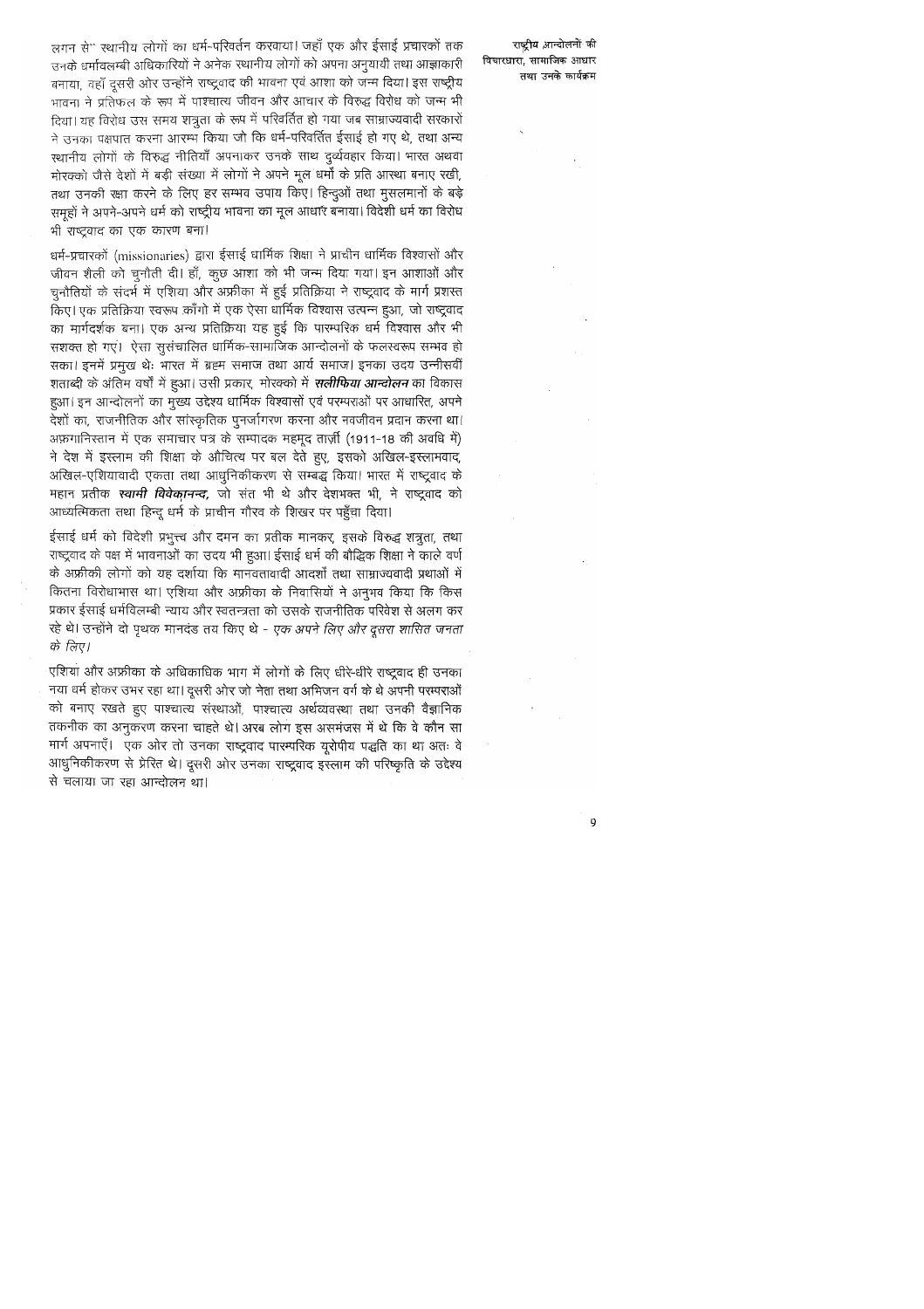लगन से" स्थानीय लोगों का धर्म-परिवर्तन करवाया। जहाँ एक ओर ईसाई प्रचारकों तक उनके धर्मावलम्बी अधिकारियों ने अनेक स्थानीय लोगों को अपना अनुयायी तथा आज्ञाकारी बनाया, वहाँ दूसरी ओर उन्होंने राष्ट्रवाद की भावना एवं आशा को जन्म दिया। इस राष्ट्रीय भावना ने प्रतिफल के रूप में पाश्चात्य जीवन और आचार के विरुद्ध विरोध को जन्म भी दिया। यह विरोध उस समय शत्रुता के रूप में परिवर्तित हो गया जब साम्राज्यवादी सरकारों ने उनका पक्षपात करना आरम्भ किया जो कि धर्म-परिवर्तित ईसाई हो गए थे, तथा अन्य स्थानीय लोगों के विरुद्ध नीतियाँ अपनाकर उनके साथ दुर्व्यवहार किया। भारत अथवा मोरक्को जैसे देशों में बड़ी संख्या में लोगों ने अपने मूल धर्मों के प्रति आस्था बनाए रखी, तथा उनकी रक्षा करने के लिए हर सम्भव उपाय किए। हिन्दुओं तथा मुसलमानों के बड़े समूहों ने अपने-अपने धर्म को राष्ट्रीय भावना का मूल आधार बनाया। विदेशी धर्म का विरोध भी राष्ट्रवाद का एक कारण बना।

धर्म-प्रचारकों (missionaries) द्वारा ईसाई धार्मिक शिक्षा ने प्राचीन धार्मिक विश्वासों और जीवन शैली को चुनौती दी। हाँ, कुछ आशा को भी जन्म दिया गया। इन आशाओं और चुनौतियों के संदर्भ में एशिया और अफ्रीका में हुई प्रतिक्रिया ने राष्ट्रवाद के मार्ग प्रशस्त किए। एक प्रतिक्रिया स्वरूप काँगो में एक ऐसा धार्मिक विश्वास उत्पन्न हुआ, जो राष्ट्रवाद का मार्गदर्शक बना। एक अन्य प्रतिक्रिया यह हुई कि पारम्परिक धर्म विश्वास और भी सशक्त हो गए। ऐसा सुसंचालित धार्मिक-सामाजिक आन्दोलनों के फलस्वरूप सम्भव हो सका। इनमें प्रमुख थेः भारत में ब्रह्म समाज तथा आर्य समाज। इनका उदय उन्नीसवीं शताब्दी के अंतिम वर्षों में हुआ। उसी प्रकार, मोरक्को में ***सलीफिया आन्दोलन*** का विकास हुआ। इन आन्दोलनों का मुख्य उद्देश्य धार्मिक विश्वासों एवं परम्पराओं पर आधारित, अपने देशों का, राजनीतिक और सांस्कृतिक पुनर्जागरण करना और नवजीवन प्रदान करना था। अफ़गानिस्तान में एक समाचार पत्र के सम्पादक महमूद तार्ज़ी (1911-18 की अवधि में) ने देश में इस्लाम की शिक्षा के औचित्य पर बल देते हुए, इसको अखिल-इस्लामवाद, अखिल-एशियावादी एकता तथा आधुनिकीकरण से सम्बद्ध किया। भारत में राष्ट्रवाद के महान प्रतीक ***स्वामी विवेकानन्द,*** जो संत भी थे और देशभक्त भी, ने राष्ट्रवाद को आध्यत्मिकता तथा हिन्दू धर्म के प्राचीन गौरव के शिखर पर पहुँचा दिया।

ईसाई धर्म को विदेशी प्रभुत्त्व और दमन का प्रतीक मानकर, इसके विरुद्ध शत्रुता, तथा राष्ट्रवाद के पक्ष में भावनाओं का उदय भी हुआ। ईसाई धर्म की बौद्धिक शिक्षा ने काले वर्ण के अफ्रीकी लोगों को यह दर्शाया कि मानवतावादी आदर्शों तथा साम्राज्यवादी प्रथाओं में कितना विरोधाभास था। एशिया और अफ्रीका के निवासियों ने अनुभव किया कि किस प्रकार ईसाई धर्मविलम्बी न्याय और स्वतन्त्रता को उसके राजनीतिक परिवेश से अलग कर रहे थे। उन्होंने दो पृथक मानदंड तय किए थे - *एक अपने लिए और दूसरा शासित जनता के लिए।*

एशिया और अफ्रीका के अधिकाधिक भाग में लोगों के लिए धीरे-धीरे राष्ट्रवाद ही उनका नया धर्म होकर उभर रहा था। दूसरी ओर जो नेता तथा अभिजन वर्ग के थे अपनी परम्पराओं को बनाए रखते हुए पाश्चात्य संस्थाओं, पाश्चात्य अर्थव्यवस्था तथा उनकी वैज्ञानिक तकनीक का अनुकरण करना चाहते थे। अरब लोग इस असमंजस में थे कि वे कौन सा मार्ग अपनाएँ। एक ओर तो उनका राष्ट्रवाद पारम्परिक यूरोपीय पद्धति का था अतः वे आधुनिकीकरण से प्रेरित थे। दूसरी ओर उनका राष्ट्रवाद इस्लाम की परिष्कृति के उद्देश्य से चलाया जा रहा आन्दोलन था।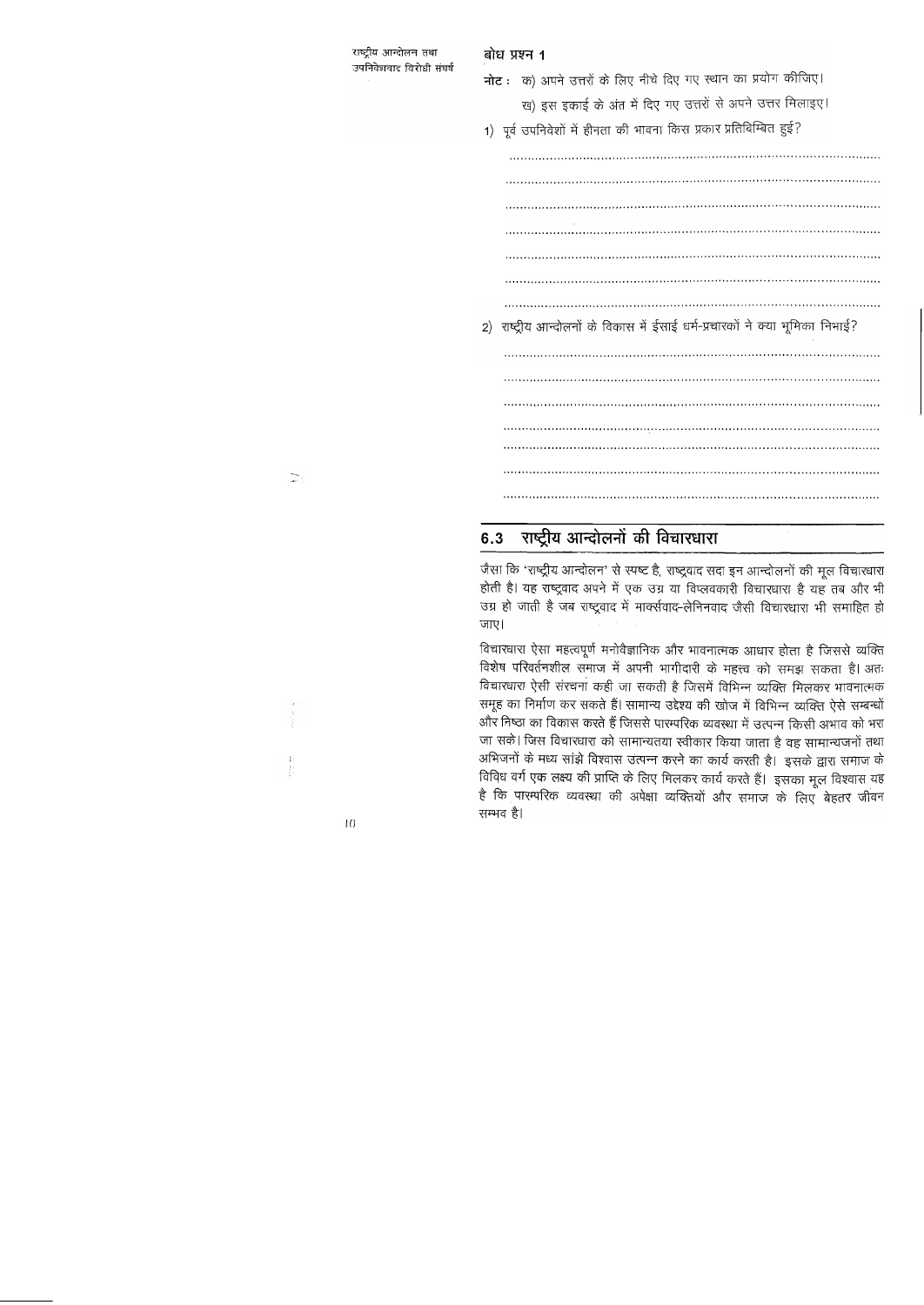**बोध प्रश्न 1**

**नोट :** क) अपने उत्तरों के लिए नीचे दिए गए स्थान का प्रयोग कीजिए।

ख) इस इकाई के अंत में दिए गए उत्तरों से अपने उत्तर मिलाइए।

1) पूर्व उपनिवेशों में हीनता की भावना किस प्रकार प्रतिबिम्बित हुई?

..................................................................................................

..................................................................................................

..................................................................................................

..................................................................................................

..................................................................................................

..................................................................................................

..................................................................................................

2) राष्ट्रीय आन्दोलनों के विकास में ईसाई धर्म-प्रचारकों ने क्या भूमिका निभाई?

..................................................................................................

..................................................................................................

..................................................................................................

..................................................................................................

..................................................................................................

..................................................................................................

..................................................................................................

## 6.3 राष्ट्रीय आन्दोलनों की विचारधारा

जैसा कि 'राष्ट्रीय आन्दोलन' से स्पष्ट है, राष्ट्रवाद सदा इन आन्दोलनों की मूल विचारधारा होती है। यह राष्ट्रवाद अपने में एक उग्र या विप्लवकारी विचारधारा है यह तब और भी उग्र हो जाती है जब राष्ट्रवाद में मार्क्सवाद-लेनिनवाद जैसी विचारधारा भी समाहित हो जाए।

विचारधारा ऐसा महत्वपूर्ण मनोवैज्ञानिक और भावनात्मक आधार होता है जिससे व्यक्ति विशेष परिवर्तनशील समाज में अपनी भागीदारी के महत्त्व को समझ सकता है। अतः विचारधारा ऐसी संरचना कही जा सकती है जिसमें विभिन्न व्यक्ति मिलकर भावनात्मक समूह का निर्माण कर सकते हैं। सामान्य उद्देश्य की खोज में विभिन्न व्यक्ति ऐसे सम्बन्धों और निष्ठा का विकास करते हैं जिससे पारम्परिक व्यवस्था में उत्पन्न किसी अभाव को भरा जा सके। जिस विचारधारा को सामान्यतया स्वीकार किया जाता है वह सामान्यजनों तथा अभिजनों के मध्य सांझे विश्वास उत्पन्न करने का कार्य करती है। इसके द्वारा समाज के विविध वर्ग एक लक्ष्य की प्राप्ति के लिए मिलकर कार्य करते हैं। इसका मूल विश्वास यह है कि पारम्परिक व्यवस्था की अपेक्षा व्यक्तियों और समाज के लिए बेहतर जीवन सम्भव है।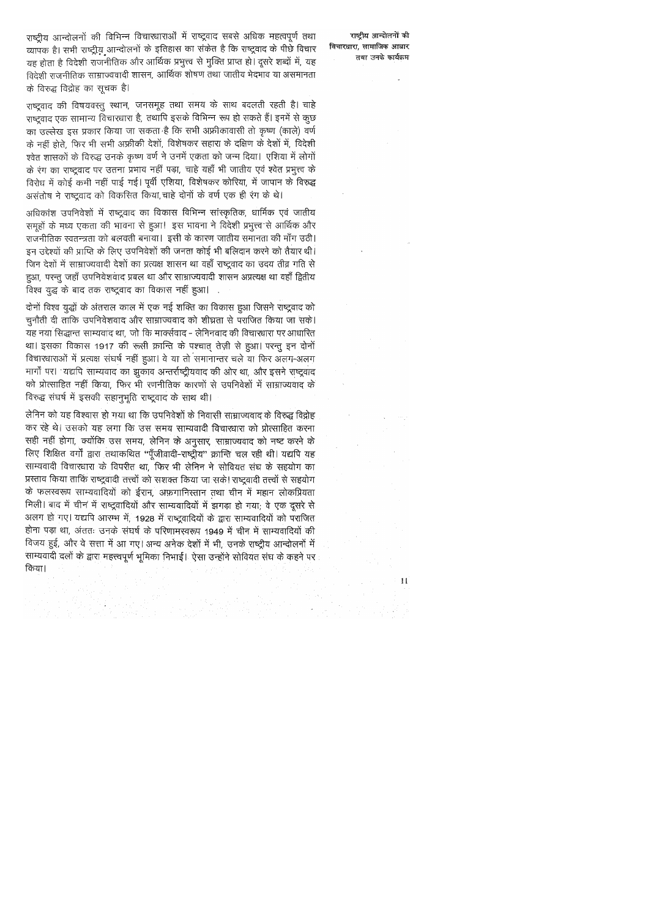राष्ट्रीय आन्दोलनों की विभिन्न विचारधाराओं में राष्ट्रवाद सबसे अधिक महत्वपूर्ण तथा व्यापक है। सभी राष्ट्रीय आन्दोलनों के इतिहास का संकेत है कि राष्ट्रवाद के पीछे विचार यह होता है विदेशी राजनीतिक और आर्थिक प्रभुत्त्व से मुक्ति प्राप्त हो। दूसरे शब्दों में, यह विदेशी राजनीतिक साम्राज्यवादी शासन, आर्थिक शोषण तथा जातीय भेदभाव या असमानता के विरुद्ध विद्रोह का सूचक है।

राष्ट्रवाद की विषयवस्तु स्थान, जनसमूह तथा समय के साथ बदलती रहती है। चाहे राष्ट्रवाद एक सामान्य विचारधारा है, तथापि इसके विभिन्न रूप हो सकते हैं। इनमें से कुछ का उल्लेख इस प्रकार किया जा सकता है कि सभी अफ्रीकावासी तो कृष्ण (काले) वर्ण के नहीं होते, फिर भी सभी अफ्रीकी देशों, विशेषकर सहारा के दक्षिण के देशों में, विदेशी श्वेत शासकों के विरुद्ध उनके कृष्ण वर्ण ने उनमें एकता को जन्म दिया। एशिया में लोगों के रंग का राष्ट्रवाद पर उतना प्रभाव नहीं पड़ा, चाहे यहाँ भी जातीय एवं श्वेत प्रभुत्त्व के विरोध में कोई कमी नहीं पाई गई। पूर्वी एशिया, विशेषकर कोरिया, में जापान के विरुद्ध असंतोष ने राष्ट्रवाद को विकसित किया, चाहे दोनों के वर्ण एक ही रंग के थे।

अधिकांश उपनिवेशों में राष्ट्रवाद का विकास विभिन्न सांस्कृतिक, धार्मिक एवं जातीय समूहों के मध्य एकता की भावना से हुआ। इस भावना ने विदेशी प्रभुत्त्व से आर्थिक और राजनीतिक स्वतन्त्रता को बलवती बनाया। इसी के कारण जातीय समानता की माँग उठी। इन उद्देश्यों की प्राप्ति के लिए उपनिवेशों की जनता कोई भी बलिदान करने को तैयार थी। जिन देशों में साम्राज्यवादी देशों का प्रत्यक्ष शासन था वहाँ राष्ट्रवाद का उदय तीव्र गति से हुआ, परन्तु जहाँ उपनिवेशवाद प्रबल था और साम्राज्यवादी शासन अप्रत्यक्ष था वहाँ द्वितीय विश्व युद्ध के बाद तक राष्ट्रवाद का विकास नहीं हुआ।

दोनों विश्व युद्धों के अंतराल काल में एक नई शक्ति का विकास हुआ जिसने राष्ट्रवाद को चुनौती दी ताकि उपनिवेशवाद और साम्राज्यवाद को शीघ्रता से पराजित किया जा सके। यह नया सिद्धान्त साम्यवाद था, जो कि मार्क्सवाद - लेनिनवाद की विचारधारा पर आधारित था। इसका विकास 1917 की रूसी क्रान्ति के पश्चात् तेज़ी से हुआ। परन्तु इन दोनों विचारधाराओं में प्रत्यक्ष संघर्ष नहीं हुआ। वे या तो समानान्तर चले या फिर अलग-अलग मार्गों पर। यद्यपि साम्यवाद का झुकाव अन्तर्राष्ट्रीयवाद की ओर था, और इसने राष्ट्रवाद को प्रोत्साहित नहीं किया, फिर भी रणनीतिक कारणों से उपनिवेशों में साम्राज्यवाद के विरुद्ध संघर्ष में इसकी सहानुभूति राष्ट्रवाद के साथ थी।

लेनिन को यह विश्वास हो गया था कि उपनिवेशों के निवासी साम्राज्यवाद के विरुद्ध विद्रोह कर रहे थे। उसको यह लगा कि उस समय साम्यवादी विचारधारा को प्रोत्साहित करना सही नहीं होगा, क्योंकि उस समय, लेनिन के अनुसार, साम्राज्यवाद को नष्ट करने के लिए शिक्षित वर्गों द्वारा तथाकथित "पूँजीवादी-राष्ट्रीय" क्रान्ति चल रही थी। यद्यपि यह साम्यवादी विचारधारा के विपरीत था, फिर भी लेनिन ने सोवियत संघ के सहयोग का प्रस्ताव किया ताकि राष्ट्रवादी तत्त्वों को सशक्त किया जा सके। राष्ट्रवादी तत्त्वों से सहयोग के फलस्वरूप साम्यवादियों को ईरान, अफ़गानिस्तान तथा चीन में महान लोकप्रियता मिली। बाद में चीन में राष्ट्रवादियों और साम्यवादियों में झगड़ा हो गया; वे एक दूसरे से अलग हो गए। यद्यपि आरम्भ में, 1928 में राष्ट्रवादियों के द्वारा साम्यवादियों को पराजित होना पड़ा था, अंततः उनके संघर्ष के परिणामस्वरूप 1949 में चीन में साम्यवादियों की विजय हुई, और वे सत्ता में आ गए। अन्य अनेक देशों में भी, उनके राष्ट्रीय आन्दोलनों में साम्यवादी दलों के द्वारा महत्त्वपूर्ण भूमिका निभाई। ऐसा उन्होंने सोवियत संघ के कहने पर किया।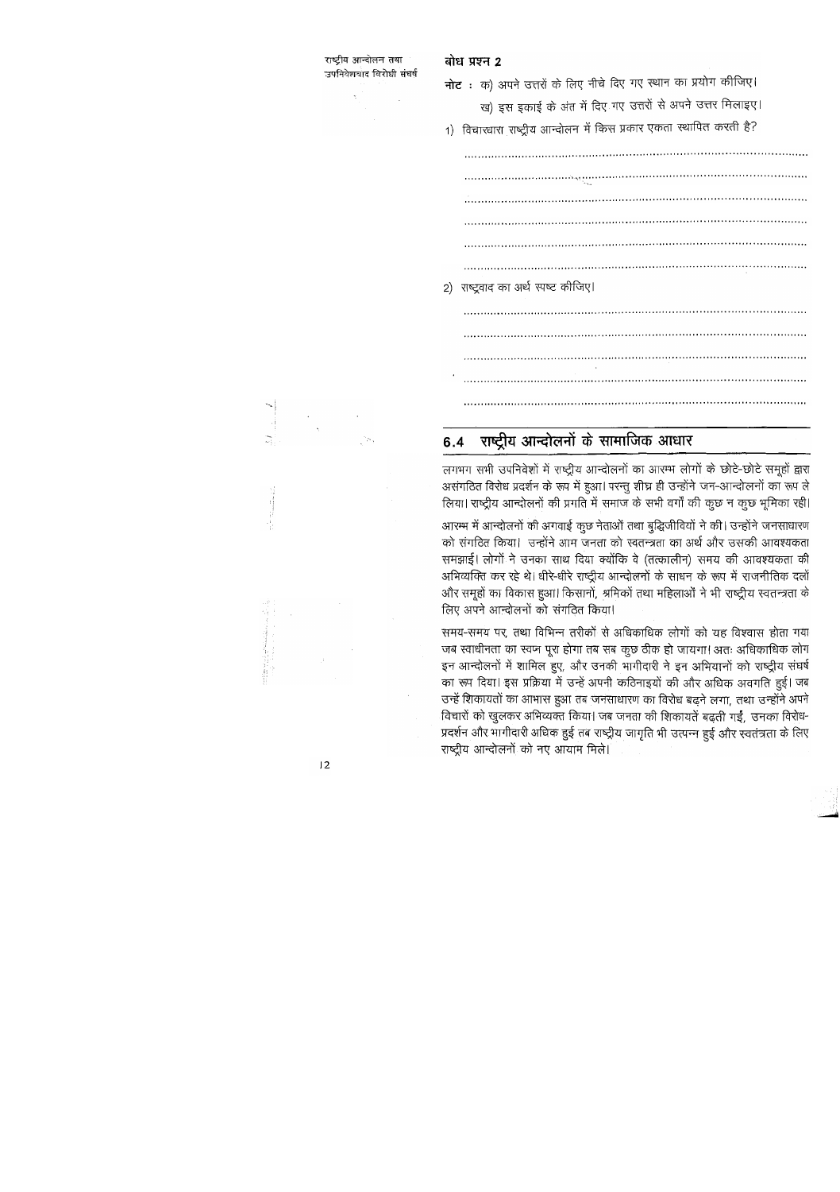### बोध प्रश्न 2

**नोट :** क) अपने उत्तरों के लिए नीचे दिए गए स्थान का प्रयोग कीजिए।

ख) इस इकाई के अंत में दिए गए उत्तरों से अपने उत्तर मिलाइए।

1) विचारधारा राष्ट्रीय आन्दोलन में किस प्रकार एकता स्थापित करती है?

..............................................................................................

..............................................................................................

..............................................................................................

..............................................................................................

..............................................................................................

..............................................................................................

2) राष्ट्रवाद का अर्थ स्पष्ट कीजिए।

..............................................................................................

..............................................................................................

..............................................................................................

..............................................................................................

..............................................................................................

## 6.4 राष्ट्रीय आन्दोलनों के सामाजिक आधार

लगभग सभी उपनिवेशों में राष्ट्रीय आन्दोलनों का आरम्भ लोगों के छोटे-छोटे समूहों द्वारा असंगठित विरोध प्रदर्शन के रूप में हुआ। परन्तु शीघ्र ही उन्होंने जन-आन्दोलनों का रूप ले लिया। राष्ट्रीय आन्दोलनों की प्रगति में समाज के सभी वर्गों की कुछ न कुछ भूमिका रही।

आरम्भ में आन्दोलनों की अगवाई कुछ नेताओं तथा बुद्धिजीवियों ने की। उन्होंने जनसाधारण को संगठित किया। उन्होंने आम जनता को स्वतन्त्रता का अर्थ और उसकी आवश्यकता समझाई। लोगों ने उनका साथ दिया क्योंकि वे (तत्कालीन) समय की आवश्यकता की अभिव्यक्ति कर रहे थे। धीरे-धीरे राष्ट्रीय आन्दोलनों के साधन के रूप में राजनीतिक दलों और समूहों का विकास हुआ। किसानों, श्रमिकों तथा महिलाओं ने भी राष्ट्रीय स्वतन्त्रता के लिए अपने आन्दोलनों को संगठित किया।

समय-समय पर, तथा विभिन्न तरीकों से अधिकाधिक लोगों को यह विश्वास होता गया जब स्वाधीनता का स्वप्न पूरा होगा तब सब कुछ ठीक हो जायगा। अतः अधिकाधिक लोग इन आन्दोलनों में शामिल हुए, और उनकी भागीदारी ने इन अभियानों को राष्ट्रीय संघर्ष का रूप दिया। इस प्रक्रिया में उन्हें अपनी कठिनाइयों की और अधिक अवगति हुई। जब उन्हें शिकायतों का आभास हुआ तब जनसाधारण का विरोध बढ़ने लगा, तथा उन्होंने अपने विचारों को खुलकर अभिव्यक्त किया। जब जनता की शिकायतें बढ़ती गईं, उनका विरोध-प्रदर्शन और भागीदारी अधिक हुई तब राष्ट्रीय जागृति भी उत्पन्न हुई और स्वतंत्रता के लिए राष्ट्रीय आन्दोलनों को नए आयाम मिले।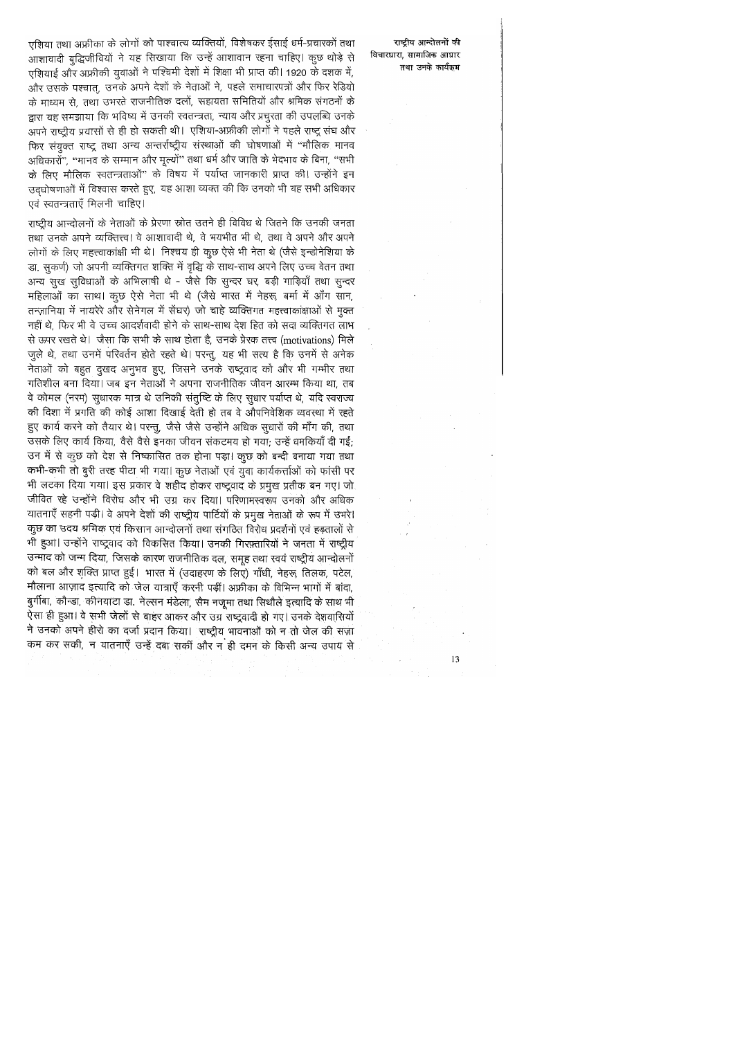एशिया तथा अफ्रीका के लोगों को पाश्चात्य व्यक्तियों, विशेषकर ईसाई धर्म-प्रचारकों तथा आशावादी बुद्धिजीवियों ने यह सिखाया कि उन्हें आशावान रहना चाहिए। कुछ थोड़े से एशियाई और अफ्रीकी युवाओं ने पश्चिमी देशों में शिक्षा भी प्राप्त की। 1920 के दशक में, और उसके पश्चात्, उनके अपने देशों के नेताओं ने, पहले समाचारपत्रों और फिर रेडियो के माध्यम से, तथा उभरते राजनीतिक दलों, सहायता समितियों और श्रमिक संगठनों के द्वारा यह समझाया कि भविष्य में उनकी स्वतन्त्रता, न्याय और प्रचुरता की उपलब्धि उनके अपने राष्ट्रीय प्रयासों से ही हो सकती थी। एशिया-अफ्रीकी लोगों ने पहले राष्ट्र संघ और फिर संयुक्त राष्ट्र तथा अन्य अन्तर्राष्ट्रीय संस्थाओं की घोषणाओं में "मौलिक मानव अधिकारों", "मानव के सम्मान और मूल्यों" तथा धर्म और जाति के भेदभाव के बिना, "सभी के लिए मौलिक स्वतन्त्रताओं" के विषय में पर्याप्त जानकारी प्राप्त की। उन्होंने इन उद्घोषणाओं में विश्वास करते हुए, यह आशा व्यक्त की कि उनको भी यह सभी अधिकार एवं स्वतन्त्रताएँ मिलनी चाहिए।

राष्ट्रीय आन्दोलनों के नेताओं के प्रेरणा स्रोत उतने ही विविध थे जितने कि उनकी जनता तथा उनके अपने व्यक्तित्त्व। वे आशावादी थे, वे भयभीत भी थे, तथा वे अपने और अपने लोगों के लिए महत्त्वाकांक्षी भी थे। निश्चय ही कुछ ऐसे भी नेता थे (जैसे इन्डोनेशिया के डा. सुकर्णो) जो अपनी व्यक्तिगत शक्ति में वृद्धि के साथ-साथ अपने लिए उच्च वेतन तथा अन्य सुख सुविधाओं के अभिलाषी थे - जैसे कि सुन्दर घर, बड़ी गाड़ियाँ तथा सुन्दर महिलाओं का साथ। कुछ ऐसे नेता भी थे (जैसे भारत में नेहरू, बर्मा में आँग सान, तन्ज़ानिया में नायरेरे और सेनेगल में सेंघर) जो चाहे व्यक्तिगत महत्त्वाकांक्षाओं से मुक्त नहीं थे, फिर भी वे उच्च आदर्शवादी होने के साथ-साथ देश हित को सदा व्यक्तिगत लाभ से ऊपर रखते थे। जैसा कि सभी के साथ होता है, उनके प्रेरक तत्त्व (motivations) मिले जुले थे, तथा उनमें परिवर्तन होते रहते थे। परन्तु, यह भी सत्य है कि उनमें से अनेक नेताओं को बहुत दुखद अनुभव हुए, जिसने उनके राष्ट्रवाद को और भी गम्भीर तथा गतिशील बना दिया। जब इन नेताओं ने अपना राजनीतिक जीवन आरम्भ किया था, तब वे कोमल (नरम) सुधारक मात्र थे उनकी संतुष्टि के लिए सुधार पर्याप्त थे, यदि स्वराज्य की दिशा में प्रगति की कोई आशा दिखाई देती हो तब वे औपनिवेशिक व्यवस्था में रहते हुए कार्य करने को तैयार थे। परन्तु, जैसे जैसे उन्होंने अधिक सुधारों की माँग की, तथा उसके लिए कार्य किया, वैसे वैसे इनका जीवन संकटमय हो गया; उन्हें धमकियाँ दी गईं; उन में से कुछ को देश से निष्कासित तक होना पड़ा। कुछ को बन्दी बनाया गया तथा कभी-कभी तो बुरी तरह पीटा भी गया। कुछ नेताओं एवं युवा कार्यकर्त्ताओं को फांसी पर भी लटका दिया गया। इस प्रकार वे शहीद होकर राष्ट्रवाद के प्रमुख प्रतीक बन गए। जो जीवित रहे उन्होंने विरोध और भी उग्र कर दिया। परिणामस्वरूप उनको और अधिक यातनाएँ सहनी पड़ी। वे अपने देशों की राष्ट्रीय पार्टियों के प्रमुख नेताओं के रूप में उभरे। कुछ का उदय श्रमिक एवं किसान आन्दोलनों तथा संगठित विरोध प्रदर्शनों एवं हड़तालों से भी हुआ। उन्होंने राष्ट्रवाद को विकसित किया। उनकी गिरफ़्तारियों ने जनता में राष्ट्रीय उन्माद को जन्म दिया, जिसके कारण राजनीतिक दल, समूह तथा स्वयं राष्ट्रीय आन्दोलनों को बल और शक्ति प्राप्त हुई। भारत में (उदाहरण के लिए) गाँधी, नेहरू, तिलक, पटेल, मौलाना आज़ाद इत्यादि को जेल यात्राएँ करनी पड़ीं। अफ्रीका के विभिन्न भागों में बांदा, बुर्गीबा, कौन्डा, कीनयाटा डा. नेल्सन मंडेला, सैम नजूमा तथा सिथौले इत्यादि के साथ भी ऐसा ही हुआ। वे सभी जेलों से बाहर आकर और उग्र राष्ट्रवादी हो गए। उनके देशवासियों ने उनको अपने हीरो का दर्जा प्रदान किया। राष्ट्रीय भावनाओं को न तो जेल की सज़ा कम कर सकी, न यातनाएँ उन्हें दबा सकीं और न ही दमन के किसी अन्य उपाय से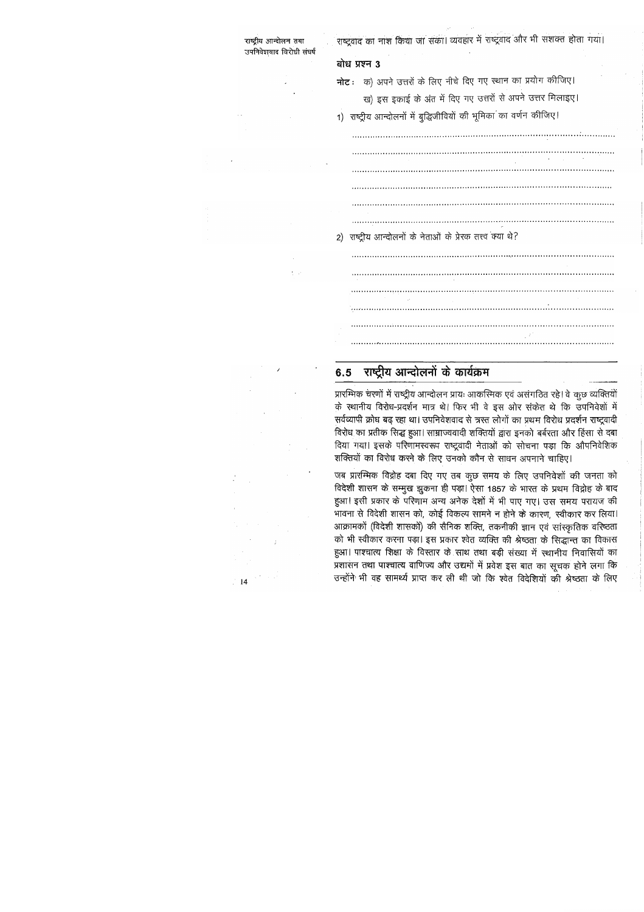राष्ट्रवाद का नाश किया जा सका। व्यवहार में राष्ट्रवाद और भी सशक्त होता गया।

### बोध प्रश्न 3

**नोट :** क) अपने उत्तरों के लिए नीचे दिए गए स्थान का प्रयोग कीजिए।

ख) इस इकाई के अंत में दिए गए उत्तरों से अपने उत्तर मिलाइए।

1) राष्ट्रीय आन्दोलनों में बुद्धिजीवियों की भूमिका का वर्णन कीजिए।

..............................................................................................

..............................................................................................

..............................................................................................

..............................................................................................

..............................................................................................

..............................................................................................

2) राष्ट्रीय आन्दोलनों के नेताओं के प्रेरक तत्त्व क्या थे?

..............................................................................................

..............................................................................................

..............................................................................................

..............................................................................................

..............................................................................................

..............................................................................................

## 6.5 राष्ट्रीय आन्दोलनों के कार्यक्रम

प्रारम्भिक चरणों में राष्ट्रीय आन्दोलन प्रायः आकस्मिक एवं असंगठित रहे। वे कुछ व्यक्तियों के स्थानीय विरोध-प्रदर्शन मात्र थे। फिर भी वे इस ओर संकेत थे कि उपनिवेशों में सर्वव्यापी क्रोध बढ़ रहा था। उपनिवेशवाद से त्रस्त लोगों का प्रथम विरोध प्रदर्शन राष्ट्रवादी विरोध का प्रतीक सिद्ध हुआ। साम्राज्यवादी शक्तियों द्वारा इनको बर्बरता और हिंसा से दबा दिया गया। इसके परिणामस्वरूप राष्ट्रवादी नेताओं को सोचना पड़ा कि औपनिवेशिक शक्तियों का विरोध करने के लिए उनको कौन से साधन अपनाने चाहिए।

जब प्रारम्भिक विद्रोह दबा दिए गए तब कुछ समय के लिए उपनिवेशों की जनता को विदेशी शासन के सम्मुख झुकना ही पड़ा। ऐसा 1857 के भारत के प्रथम विद्रोह के बाद हुआ। इसी प्रकार के परिणाम अन्य अनेक देशों में भी पाए गए। उस समय परायज की भावना से विदेशी शासन को, कोई विकल्प सामने न होने के कारण, स्वीकार कर लिया। आक्रामकों (विदेशी शासकों) की सैनिक शक्ति, तकनीकी ज्ञान एवं सांस्कृतिक वरिष्ठता को भी स्वीकार करना पड़ा। इस प्रकार श्वेत व्यक्ति की श्रेष्ठता के सिद्धान्त का विकास हुआ। पाश्चात्य शिक्षा के विस्तार के साथ तथा बड़ी संख्या में स्थानीय निवासियों का प्रशासन तथा पाश्चात्य वाणिज्य और उद्यमों में प्रवेश इस बात का सूचक होने लगा कि उन्होंने भी वह सामर्थ्य प्राप्त कर ली थी जो कि श्वेत विदेशियों की श्रेष्ठता के लिए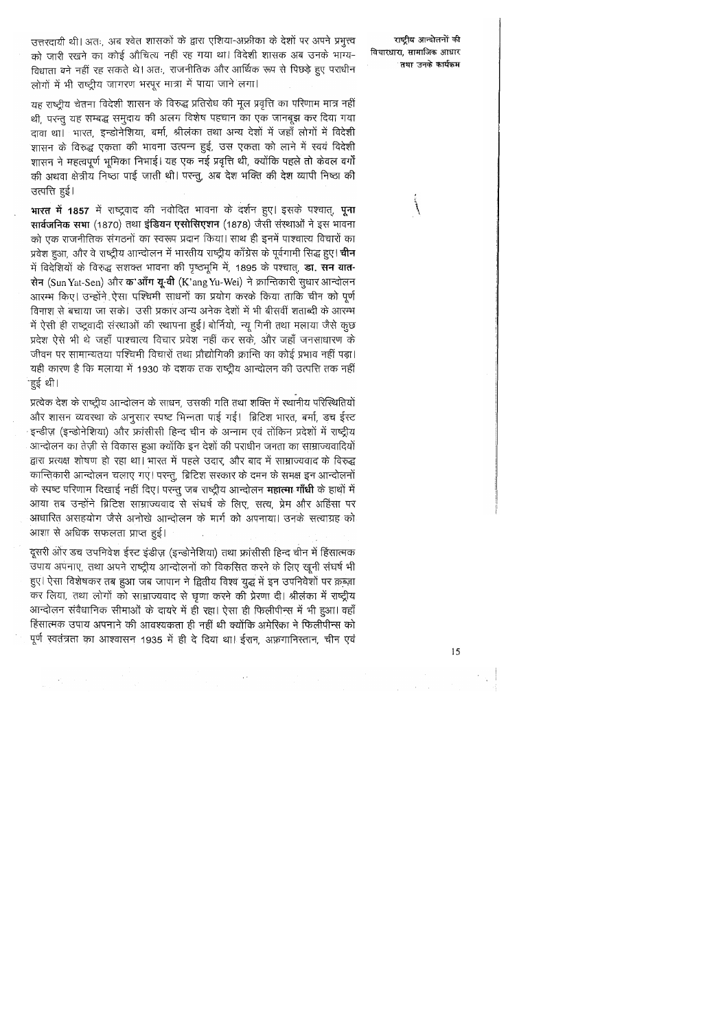उत्तरदायी थी। अतः, अब श्वेत शासकों के द्वारा एशिया-अफ्रीका के देशों पर अपने प्रभुत्त्व को जारी रखने का कोई औचित्य नहीं रह गया था। विदेशी शासक अब उनके भाग्य-विधाता बने नहीं रह सकते थे। अतः, राजनीतिक और आर्थिक रूप से पिछड़े हुए पराधीन लोगों में भी राष्ट्रीय जागरण भरपूर मात्रा में पाया जाने लगा।

यह राष्ट्रीय चेतना विदेशी शासन के विरुद्ध प्रतिरोध की मूल प्रवृत्ति का परिणाम मात्र नहीं थी, परन्तु यह सम्बद्ध समुदाय की अलग विशेष पहचान का एक जानबूझ कर दिया गया दावा था। भारत, इन्डोनेशिया, बर्मा, श्रीलंका तथा अन्य देशों में जहाँ लोगों में विदेशी शासन के विरुद्ध एकता की भावना उत्पन्न हुई, उस एकता को लाने में स्वयं विदेशी शासन ने महत्वपूर्ण भूमिका निभाई। यह एक नई प्रवृत्ति थी, क्योंकि पहले तो केवल वर्गों की अथवा क्षेत्रीय निष्ठा पाई जाती थी। परन्तु, अब देश भक्ति की देश व्यापी निष्ठा की उत्पत्ति हुई।

**भारत में 1857** में राष्ट्रवाद की नवोदित भावना के दर्शन हुए। इसके पश्चात्, **पूना सार्वजनिक सभा** (1870) तथा **इंडियन एसोसिएशन** (1878) जैसी संस्थाओं ने इस भावना को एक राजनीतिक संगठनों का स्वरूप प्रदान किया। साथ ही इनमें पाश्चात्य विचारों का प्रवेश हुआ, और वे राष्ट्रीय आन्दोलन में भारतीय राष्ट्रीय काँग्रेस के पूर्वगामी सिद्ध हुए। **चीन** में विदेशियों के विरुद्ध सशक्त भावना की पृष्ठभूमि में, 1895 के पश्चात्, **डा. सन यात-सेन** (Sun Yat-Sen) और **क'आँग यू-वी** (K'ang Yu-Wei) ने क्रान्तिकारी सुधार आन्दोलन आरम्भ किए। उन्होंने ऐसा पश्चिमी साधनों का प्रयोग करके किया ताकि चीन को पूर्ण विनाश से बचाया जा सके। उसी प्रकार अन्य अनेक देशों में भी बीसवीं शताब्दी के आरम्भ में ऐसी ही राष्ट्रवादी संस्थाओं की स्थापना हुई। बोर्नियो, न्यू गिनी तथा मलाया जैसे कुछ प्रदेश ऐसे भी थे जहाँ पाश्चात्य विचार प्रवेश नहीं कर सके, और जहाँ जनसाधारण के जीवन पर सामान्यतया पश्चिमी विचारों तथा प्रौद्योगिकी क्रान्ति का कोई प्रभाव नहीं पड़ा। यही कारण है कि मलाया में 1930 के दशक तक राष्ट्रीय आन्दोलन की उत्पत्ति तक नहीं हुई थी।

प्रत्येक देश के राष्ट्रीय आन्दोलन के साधन, उसकी गति तथा शक्ति में स्थानीय परिस्थितियों और शासन व्यवस्था के अनुसार स्पष्ट भिन्नता पाई गई। ब्रिटिश भारत, बर्मा, डच ईस्ट इन्डीज़ (इन्डोनेशिया) और फ्रांसीसी हिन्द चीन के अन्नाम एवं तोंकिन प्रदेशों में राष्ट्रीय आन्दोलन का तेज़ी से विकास हुआ क्योंकि इन देशों की पराधीन जनता का साम्राज्यवादियों द्वारा प्रत्यक्ष शोषण हो रहा था। भारत में पहले उदार, और बाद में साम्राज्यवाद के विरुद्ध क्रान्तिकारी आन्दोलन चलाए गए। परन्तु, ब्रिटिश सरकार के दमन के समक्ष इन आन्दोलनों के स्पष्ट परिणाम दिखाई नहीं दिए। परन्तु जब राष्ट्रीय आन्दोलन **महात्मा गाँधी** के हाथों में आया तब उन्होंने ब्रिटिश साम्राज्यवाद से संघर्ष के लिए, सत्य, प्रेम और अहिंसा पर आधारित असहयोग जैसे अनोखे आन्दोलन के मार्ग को अपनाया। उनके सत्याग्रह को आशा से अधिक सफलता प्राप्त हुई।

दूसरी ओर डच उपनिवेश ईस्ट इंडीज़ (इन्डोनेशिया) तथा फ्रांसीसी हिन्द चीन में हिंसात्मक उपाय अपनाए, तथा अपने राष्ट्रीय आन्दोलनों को विकसित करने के लिए खूनी संघर्ष भी हुए। ऐसा विशेषकर तब हुआ जब जापान ने द्वितीय विश्व युद्ध में इन उपनिवेशों पर क़ब्ज़ा कर लिया, तथा लोगों को साम्राज्यवाद से घृणा करने की प्रेरणा दी। श्रीलंका में राष्ट्रीय आन्दोलन संवैधानिक सीमाओं के दायरे में ही रहा। ऐसा ही फिलीपीन्स में भी हुआ। वहाँ हिंसात्मक उपाय अपनाने की आवश्यकता ही नहीं थी क्योंकि अमेरिका ने फिलीपीन्स को पूर्ण स्वतंत्रता का आश्वासन 1935 में ही दे दिया था। ईरान, अफ़ग़ानिस्तान, चीन एवं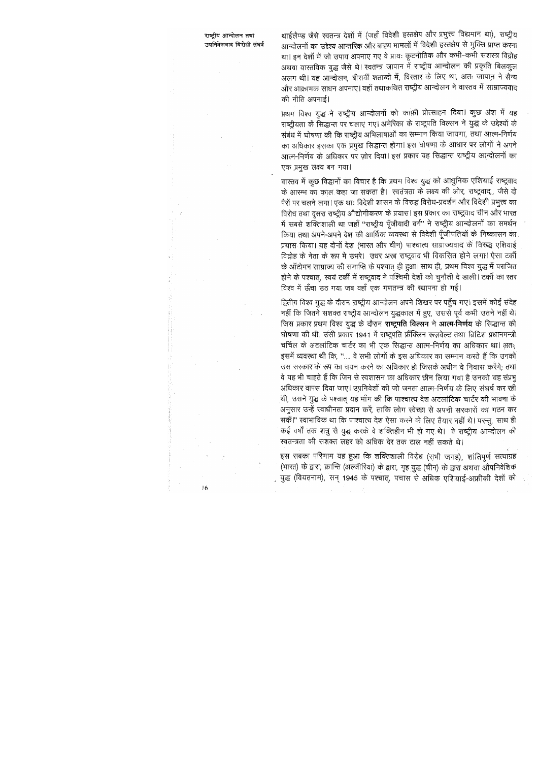थाईलैण्ड जैसे स्वतन्त्र देशों में (जहाँ विदेशी हस्तक्षेप और प्रभुत्त्व विद्यमान था), राष्ट्रीय आन्दोलनों का उद्देश्य आन्तरिक और बाह्य मामलों में विदेशी हस्तक्षेप से मुक्ति प्राप्त करना था। इन देशों में जो उपाय अपनाए गए वे प्रायः कूटनीतिक और कभी-कभी सशस्त्र विद्रोह अथवा वास्तविक युद्ध जैसे थे। स्वतन्त्र जापान में राष्ट्रीय आन्दोलन की प्रकृति बिलकुल अलग थी। यह आन्दोलन, बीसवीं शताब्दी में, विस्तार के लिए था, अतः जापान ने सैन्य और आक्रामक साधन अपनाए। वहाँ तथाकथित राष्ट्रीय आन्दोलन ने वास्तव में साम्राज्यवाद की नीति अपनाई।

प्रथम विश्व युद्ध ने राष्ट्रीय आन्दोलनों को काफ़ी प्रोत्साहन दिया। कुछ अंश में यह राष्ट्रीयता के सिद्धान्त पर चलाए गए। अमेरिका के राष्ट्रपति विल्सन ने युद्ध के उद्देश्यों के संबंध में घोषणा की कि राष्ट्रीय अभिलाषाओं का सम्मान किया जायगा, तथा आत्म-निर्णय का अधिकार इसका एक प्रमुख सिद्धान्त होगा। इस घोषणा के आधार पर लोगों ने अपने आत्म-निर्णय के अधिकार पर ज़ोर दिया। इस प्रकार यह सिद्धान्त राष्ट्रीय आन्दोलनों का एक प्रमुख लक्ष्य बन गया।

वास्तव में कुछ विद्वानों का विचार है कि प्रथम विश्व युद्ध को आधुनिक एशियाई राष्ट्रवाद के आरम्भ का काल कहा जा सकता है। स्वतंत्रता के लक्ष्य की ओर, राष्ट्रवाद, जैसे दो पैरों पर चलने लगा। एक थाः विदेशी शासन के विरुद्ध विरोध-प्रदर्शन और विदेशी प्रभुत्त्व का विरोध तथा दूसरा राष्ट्रीय औद्योगीकरण के प्रयास। इस प्रकार का राष्ट्रवाद चीन और भारत में सबसे शक्तिशाली था जहाँ "राष्ट्रीय पूँजीवादी वर्ग" ने राष्ट्रीय आन्दोलनों का समर्थन किया तथा अपने-अपने देश की आर्थिक व्यवस्था से विदेशी पूँजीपतियों के निष्कासन का प्रयास किया। यह दोनों देश (भारत और चीन) पाश्चात्य साम्राज्यवाद के विरुद्ध एशियाई विद्रोह के नेता के रूप मे उभरे। उधर अरब राष्ट्रवाद भी विकसित होने लगा। ऐसा टर्की के ऑटोमन साम्राज्य की समाप्ति के पश्चात् ही हुआ। साथ ही, प्रथम विश्व युद्ध में पराजित होने के पश्चात्, स्वयं टर्की में राष्ट्रवाद ने पश्चिमी देशों को चुनौती दे डाली। टर्की का स्तर विश्व में ऊँचा उठ गया जब वहाँ एक गणतन्त्र की स्थापना हो गई।

द्वितीय विश्व युद्ध के दौरान राष्ट्रीय आन्दोलन अपने शिखर पर पहुँच गए। इसमें कोई संदेह नहीं कि जितने सशक्त राष्ट्रीय आन्दोलन युद्धकाल में हुए, उससे पूर्व कभी उतने नहीं थे। जिस प्रकार प्रथम विश्व युद्ध के दौरान **राष्ट्रपति विल्सन** ने **आत्म-निर्णय** के सिद्धान्त की घोषणा की थी, उसी प्रकार 1941 में राष्ट्रपति फ्रैंक्लिन रूज़वेल्ट तथा ब्रिटिश प्रधानमन्त्री चर्चिल के अटलांटिक चार्टर का भी एक सिद्धान्त आत्म-निर्णय का अधिकार था। अतः इसमें व्यवस्था थी कि, "... वे सभी लोगों के इस अधिकार का सम्मान करते हैं कि उनको उस सरकार के रूप का चयन करने का अधिकार हो जिसके अधीन वे निवास करेंगे; तथा वे यह भी चाहते हैं कि जिन से स्वशासन का अधिकार छीन लिया गया है उनको यह संप्रभु अधिकार वापस दिया जाए। उपनिवेशों की जो जनता आत्म-निर्णय के लिए संघर्ष कर रही थी, उसने युद्ध के पश्चात् यह माँग की कि पाश्चात्य देश अटलांटिक चार्टर की भावना के अनुसार उन्हें स्वाधीनता प्रदान करें, ताकि लोग स्वेच्छा से अपनी सरकारों का गठन कर सकें।" स्वाभाविक था कि पाश्चात्य देश ऐसा करने के लिए तैयार नहीं थे। परन्तु, साथ ही कई वर्षों तक शत्रु से युद्ध करके वे शक्तिहीन भी हो गए थे। वे राष्ट्रीय आन्दोलन की स्वतन्त्रता की सशक्त लहर को अधिक देर तक टाल नहीं सकते थे।

इस सबका परिणाम यह हुआ कि शक्तिशाली विरोध (सभी जगह), शांतिपूर्ण सत्याग्रह (भारत) के द्वारा, क्रान्ति (अल्जीरिया) के द्वारा, गृह युद्ध (चीन) के द्वारा अथवा औपनिवेशिक युद्ध (वियतनाम), सन् 1945 के पश्चात्, पचास से अधिक एशियाई-अफ्रीकी देशों को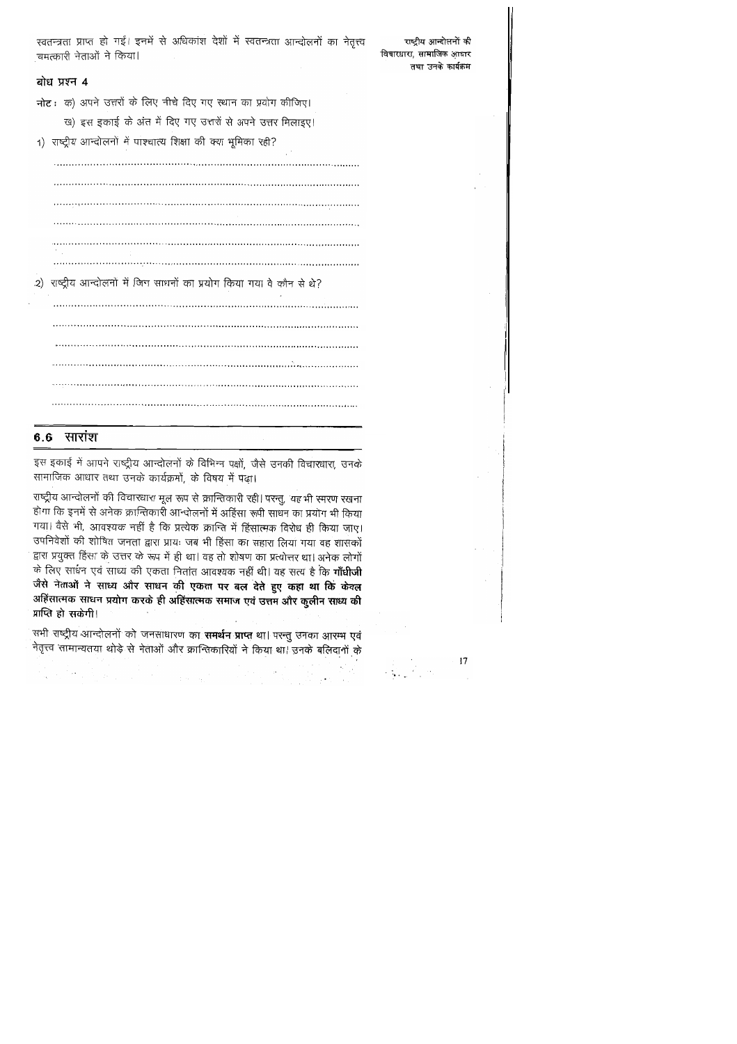स्वतन्त्रता प्राप्त हो गई। इनमें से अधिकांश देशों में स्वतन्त्रता आन्दोलनों का नेतृत्व चमत्कारी नेताओं ने किया।

### बोध प्रश्न 4

नोट : क) अपने उत्तरों के लिए नीचे दिए गए स्थान का प्रयोग कीजिए।

ख) इस इकाई के अंत में दिए गए उत्तरों से अपने उत्तर मिलाइए।

1) राष्ट्रीय आन्दोलनों में पाश्चात्य शिक्षा की क्या भूमिका रही?

..........................................................................................................

..........................................................................................................

..........................................................................................................

..........................................................................................................

..........................................................................................................

..........................................................................................................

2) राष्ट्रीय आन्दोलनों में जिन साधनों का प्रयोग किया गया वे कौन से थे?

..........................................................................................................

..........................................................................................................

..........................................................................................................

..........................................................................................................

..........................................................................................................

..........................................................................................................

## 6.6 सारांश

इस इकाई में आपने राष्ट्रीय आन्दोलनों के विभिन्न पक्षों, जैसे उनकी विचारधारा, उनके सामाजिक आधार तथा उनके कार्यक्रमों, के विषय में पढ़ा।

राष्ट्रीय आन्दोलनों की विचारधारा मूल रूप से क्रान्तिकारी रही। परन्तु, यह भी स्मरण रखना होगा कि इनमें से अनेक क्रान्तिकारी आन्दोलनों में अहिंसा रूपी साधन का प्रयोग भी किया गया। वैसे भी, आवश्यक नहीं है कि प्रत्येक क्रान्ति में हिंसात्मक विरोध ही किया जाए। उपनिवेशों की शोषित जनता द्वारा प्रायः जब भी हिंसा का सहारा लिया गया वह शासकों द्वारा प्रयुक्त हिंसा के उत्तर के रूप में ही था। वह तो शोषण का प्रत्युत्तर था। अनेक लोगों के लिए साधन एवं साध्य की एकता नितांत आवश्यक नहीं थी। यह सत्य है कि **गाँधीजी जैसे नेताओं ने साध्य और साधन की एकता पर बल देते हुए कहा था कि केवल अहिंसात्मक साधन प्रयोग करके ही अहिंसात्मक समाज एवं उत्तम और कुलीन साध्य की प्राप्ति हो सकेगी।**

सभी राष्ट्रीय आन्दोलनों को जनसाधारण का **समर्थन प्राप्त** था। परन्तु उनका आरम्भ एवं नेतृत्व सामान्यतया थोड़े से नेताओं और क्रान्तिकारियों ने किया था। उनके बलिदानों के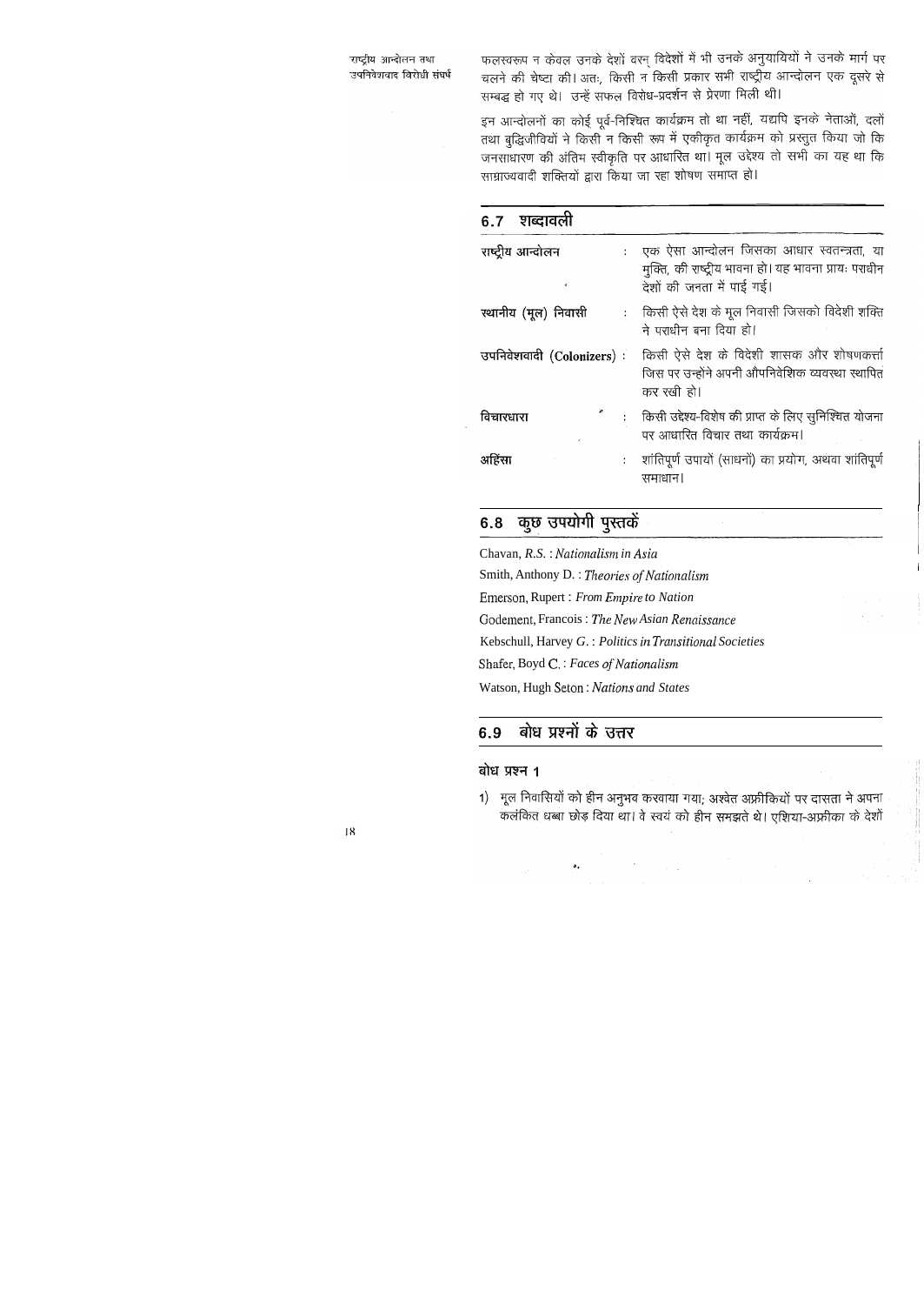फलस्वरूप न केवल उनके देशों वरन् विदेशों में भी उनके अनुयायियों ने उनके मार्ग पर चलने की चेष्टा की। अतः, किसी न किसी प्रकार सभी राष्ट्रीय आन्दोलन एक दूसरे से सम्बद्ध हो गए थे। उन्हें सफल विरोध-प्रदर्शन से प्रेरणा मिली थी।

इन आन्दोलनों का कोई पूर्व-निश्चित कार्यक्रम तो था नहीं, यद्यपि इनके नेताओं, दलों तथा बुद्धिजीवियों ने किसी न किसी रूप में एकीकृत कार्यक्रम को प्रस्तुत किया जो कि जनसाधारण की अंतिम स्वीकृति पर आधारित था। मूल उद्देश्य तो सभी का यह था कि साम्राज्यवादी शक्तियों द्वारा किया जा रहा शोषण समाप्त हो।

## 6.7 शब्दावली

| | | |
|---|---|---|
| राष्ट्रीय आन्दोलन | : | एक ऐसा आन्दोलन जिसका आधार स्वतन्त्रता, या मुक्ति, की राष्ट्रीय भावना हो। यह भावना प्रायः पराधीन देशों की जनता में पाई गई। |
| स्थानीय (मूल) निवासी | : | किसी ऐसे देश के मूल निवासी जिसको विदेशी शक्ति ने पराधीन बना दिया हो। |
| उपनिवेशवादी (Colonizers) | : | किसी ऐसे देश के विदेशी शासक और शोषणकर्त्ता जिस पर उन्होंने अपनी औपनिवेशिक व्यवस्था स्थापित कर रखी हो। |
| विचारधारा | : | किसी उद्देश्य-विशेष की प्राप्त के लिए सुनिश्चित योजना पर आधारित विचार तथा कार्यक्रम। |
| अहिंसा | : | शांतिपूर्ण उपायों (साधनों) का प्रयोग, अथवा शांतिपूर्ण समाधान। |

## 6.8 कुछ उपयोगी पुस्तकें

Chavan, R.S. : *Nationalism in Asia*

Smith, Anthony D. : *Theories of Nationalism*

Emerson, Rupert : *From Empire to Nation*

Godement, Francois : *The New Asian Renaissance*

Kebschull, Harvey G. : *Politics in Transitional Societies*

Shafer, Boyd C. : *Faces of Nationalism*

Watson, Hugh Seton : *Nations and States*

## 6.9 बोध प्रश्नों के उत्तर

### बोध प्रश्न 1

1) मूल निवासियों को हीन अनुभव करवाया गया; अश्वेत अफ्रीकियों पर दासता ने अपना कलंकित धब्बा छोड़ दिया था। वे स्वयं को हीन समझते थे। एशिया-अफ्रीका के देशों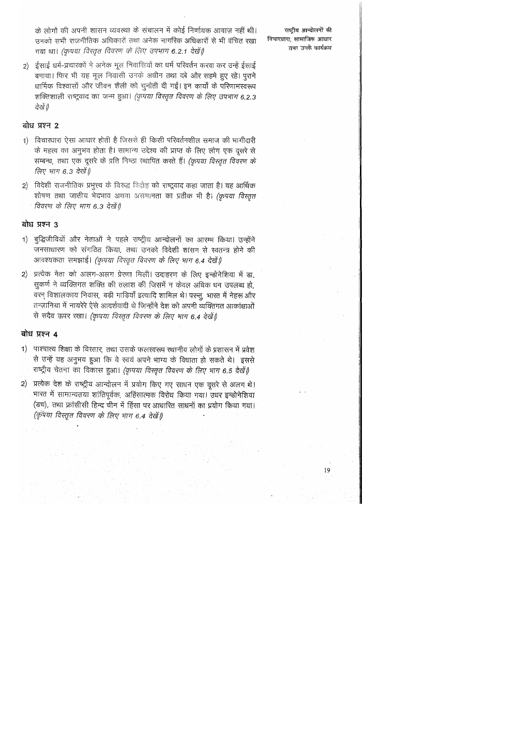के लोगों की अपनी शासन व्यवस्था के संचालन में कोई निर्णायक आवाज़ नहीं थी। उनको सभी राजनीतिक अधिकारों तथा अनेक नागरिक अधिकारों से भी वंचित रखा गया था। *(कृपया विस्तृत विवरण के लिए उपभाग 6.2.1 देखें।)*

2) ईसाई धर्म-प्रचारकों ने अनेक मूल निवासियों का धर्म परिवर्तन करवा कर उन्हें ईसाई बनाया। फिर भी यह मूल निवासी उनके अधीन तथा दबे और सहमे हुए रहे। पुराने धार्मिक विश्वासों और जीवन शैली को चुनौती दी गई। इन कार्यों के परिणामस्वरूप शक्तिशाली राष्ट्रवाद का जन्म हुआ। *(कृपया विस्तृत विवरण के लिए उपभाग 6.2.3 देखें।)*

### बोध प्रश्न 2

1) विचारधारा ऐसा आधार होती है जिससे ही किसी परिवर्तनशील समाज की भागीदारी के महत्व का अनुभव होता है। सामान्य उद्देश्य की प्राप्त के लिए लोग एक दूसरे से सम्बन्ध, तथा एक दूसरे के प्रति निष्ठा स्थापित करते हैं। *(कृपया विस्तृत विवरण के लिए भाग 6.3 देखें।)*

2) विदेशी राजनीतिक प्रभुत्त्व के विरुद्ध विद्रोह को राष्ट्रवाद कहा जाता है। यह आर्थिक शोषण तथा जातीय भेदभाव अथवा असमानता का प्रतीक भी है। *(कृपया विस्तृत विवरण के लिए भाग 6.3 देखें।)*

### बोध प्रश्न 3

1) बुद्धिजीवियों और नेताओं ने पहले राष्ट्रीय आन्दोलनों का आरम्भ किया। उन्होंने जनसाधारण को संगठित किया, तथा उनको विदेशी शासन से स्वतन्त्र होने की आवश्यकता समझाई। *(कृपया विस्तृत विवरण के लिए भाग 6.4 देखें।)*

2) प्रत्येक नेता को अलग-अलग प्रेरणा मिली। उदाहरण के लिए इन्डोनेशिया में डा. सुकर्ण ने व्यक्तिगत शक्ति की तलाश की जिसमें न केवल अधिक धन उपलब्ध हो, वरन् विशालकाय निवास, बड़ी गाड़ियाँ इत्यादि शामिल थे। परन्तु, भारत में नेहरू और तन्ज़ानिया में नायरेरे ऐसे आदर्शवादी थे जिन्होंने देश को अपनी व्यक्तिगत आकांक्षाओं से सदैव ऊपर रखा। *(कृपया विस्तृत विवरण के लिए भाग 6.4 देखें।)*

### बोध प्रश्न 4

1) पाश्चात्य शिक्षा के विस्तार, तथा उसके फलस्वरूप स्थानीय लोगों के प्रशासन में प्रवेश से उन्हें यह अनुभव हुआ कि वे स्वयं अपने भाग्य के विधाता हो सकते थे। इससे राष्ट्रीय चेतना का विकास हुआ। *(कृपया विस्तृत विवरण के लिए भाग 6.5 देखें।)*

2) प्रत्येक देश के राष्ट्रीय आन्दोलन में प्रयोग किए गए साधन एक दूसरे से अलग थे। भारत में सामान्यतया शांतिपूर्वक, अहिंसात्मक विरोध किया गया। उधर इन्डोनेशिया (डच), तथा फ्रांसीसी हिन्द चीन में हिंसा पर आधारित साधनों का प्रयोग किया गया। *(कृपया विस्तृत विवरण के लिए भाग 6.4 देखें।)*